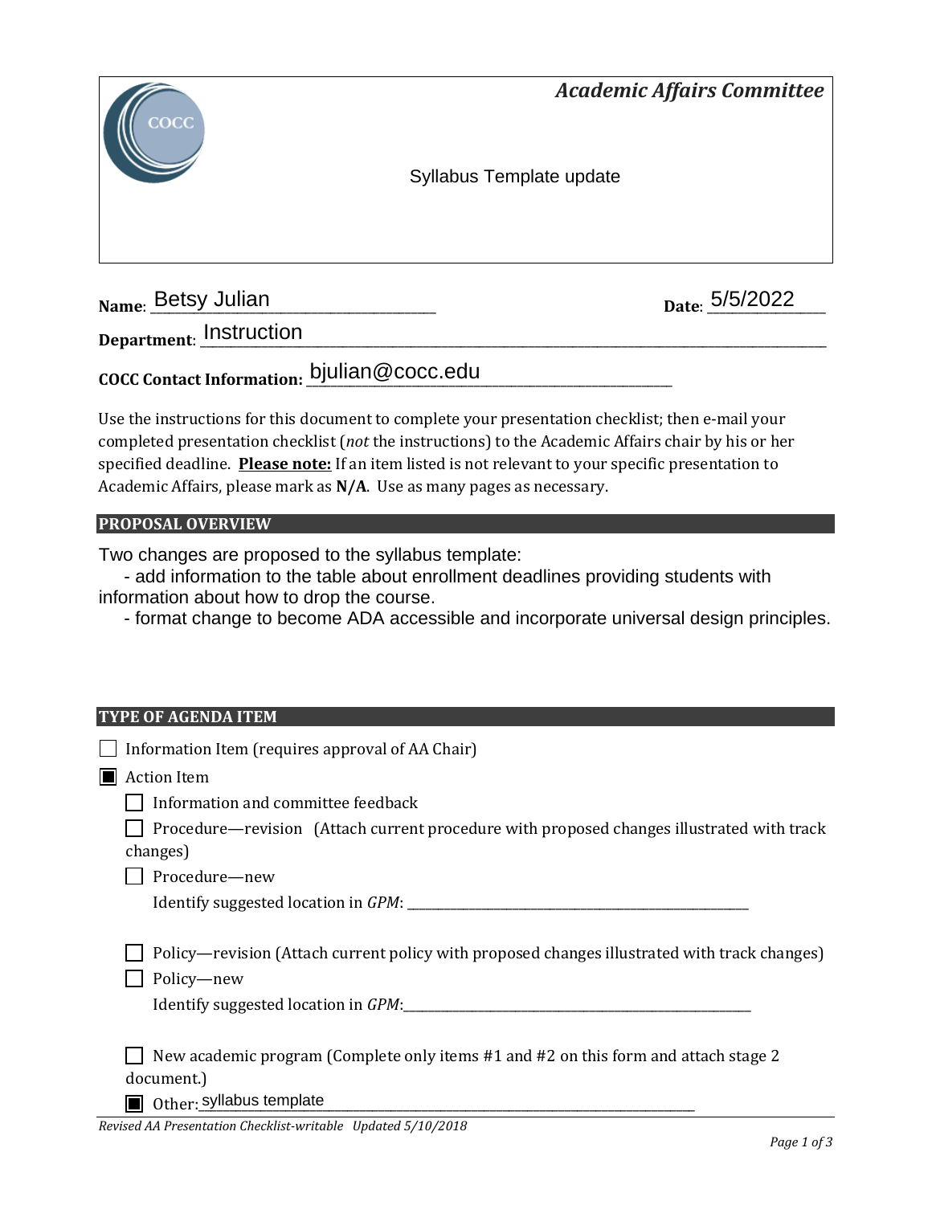# Academic Affairs Committee

Syllabus Template update

**Name**: Betsy Julian

**Date**: 5/5/2022

**Department**: Instruction

**COCC Contact Information:** bjulian@cocc.edu

Use the instructions for this document to complete your presentation checklist; then e-mail your completed presentation checklist (*not* the instructions) to the Academic Affairs chair by his or her specified deadline. **Please note:** If an item listed is not relevant to your specific presentation to Academic Affairs, please mark as **N/A**. Use as many pages as necessary.

## PROPOSAL OVERVIEW

Two changes are proposed to the syllabus template:

- add information to the table about enrollment deadlines providing students with information about how to drop the course.
- format change to become ADA accessible and incorporate universal design principles.

## TYPE OF AGENDA ITEM

- ☐ Information Item (requires approval of AA Chair)
- ☒ Action Item
  - ☐ Information and committee feedback
  - ☐ Procedure—revision (Attach current procedure with proposed changes illustrated with track changes)
  - ☐ Procedure—new
    Identify suggested location in *GPM*: ____________
  - ☐ Policy—revision (Attach current policy with proposed changes illustrated with track changes)
  - ☐ Policy—new
    Identify suggested location in *GPM*: ____________
  - ☐ New academic program (Complete only items #1 and #2 on this form and attach stage 2 document.)
  - ☒ Other: syllabus template

*Revised AA Presentation Checklist-writable Updated 5/10/2018*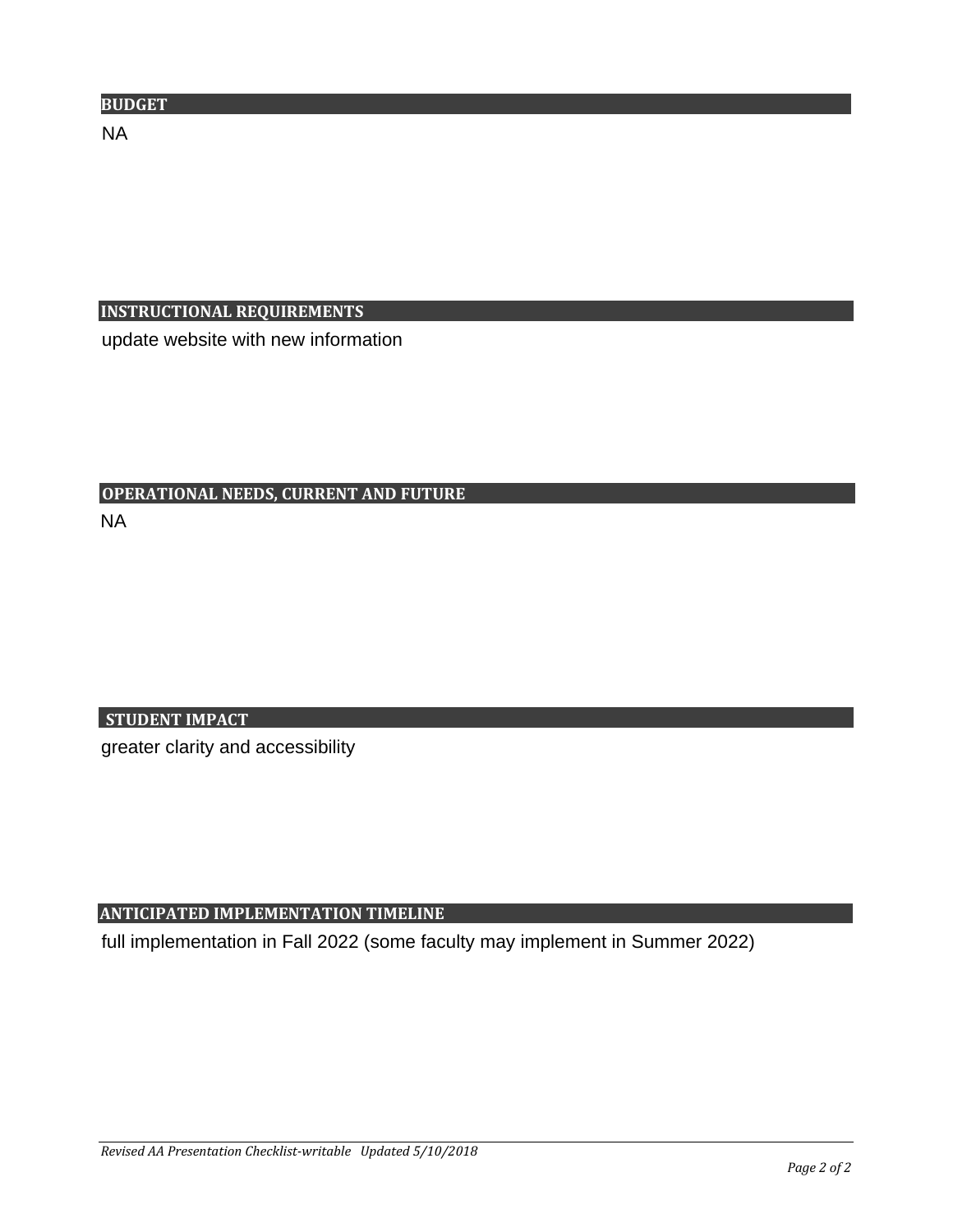## BUDGET

NA

## INSTRUCTIONAL REQUIREMENTS

update website with new information

## OPERATIONAL NEEDS, CURRENT AND FUTURE

NA

## STUDENT IMPACT

greater clarity and accessibility

## ANTICIPATED IMPLEMENTATION TIMELINE

full implementation in Fall 2022 (some faculty may implement in Summer 2022)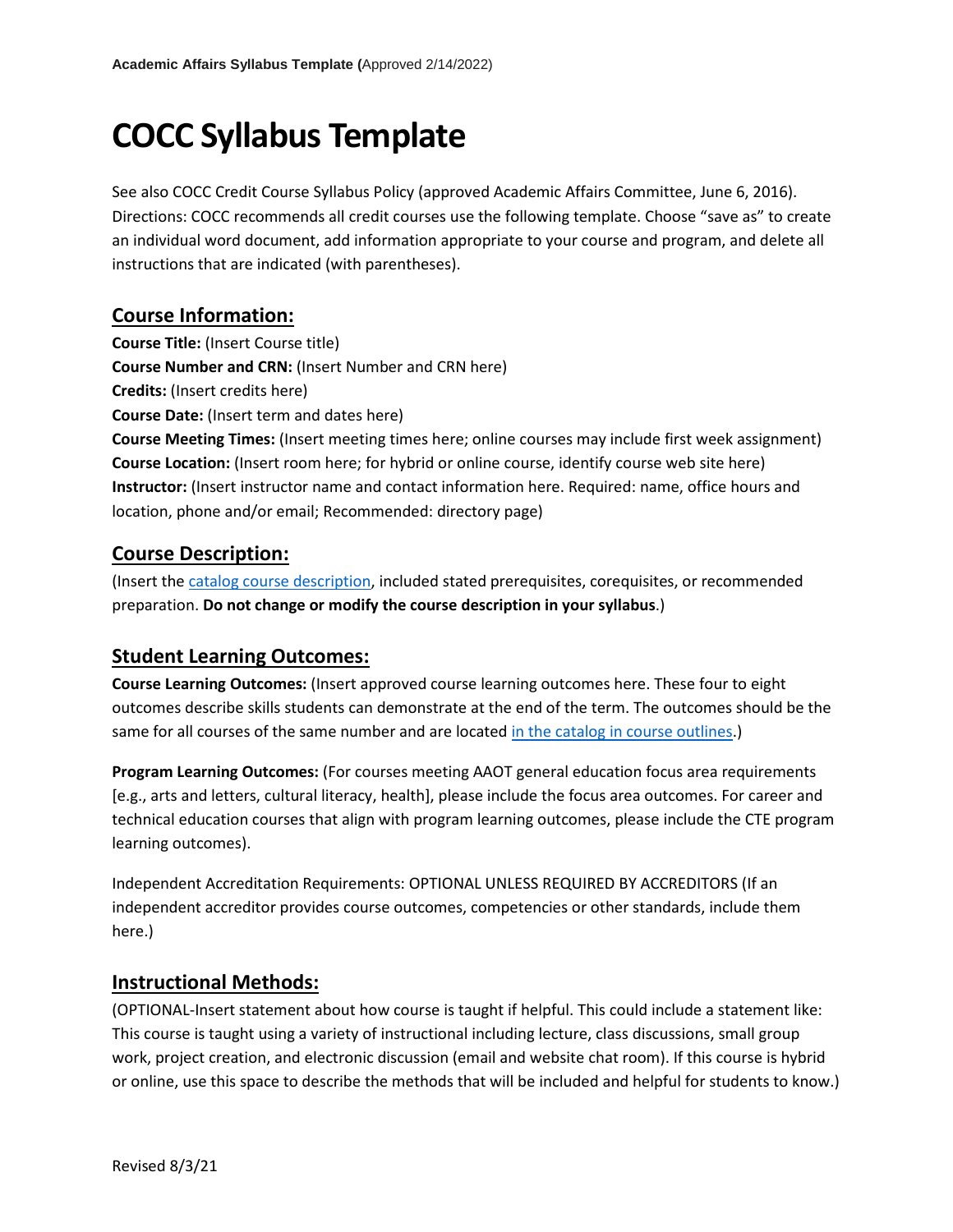# COCC Syllabus Template

See also COCC Credit Course Syllabus Policy (approved Academic Affairs Committee, June 6, 2016). Directions: COCC recommends all credit courses use the following template. Choose "save as" to create an individual word document, add information appropriate to your course and program, and delete all instructions that are indicated (with parentheses).

## Course Information:

**Course Title:** (Insert Course title)
**Course Number and CRN:** (Insert Number and CRN here)
**Credits:** (Insert credits here)
**Course Date:** (Insert term and dates here)
**Course Meeting Times:** (Insert meeting times here; online courses may include first week assignment)
**Course Location:** (Insert room here; for hybrid or online course, identify course web site here)
**Instructor:** (Insert instructor name and contact information here. Required: name, office hours and location, phone and/or email; Recommended: directory page)

## Course Description:

(Insert the catalog course description, included stated prerequisites, corequisites, or recommended preparation. **Do not change or modify the course description in your syllabus**.)

## Student Learning Outcomes:

**Course Learning Outcomes:** (Insert approved course learning outcomes here. These four to eight outcomes describe skills students can demonstrate at the end of the term. The outcomes should be the same for all courses of the same number and are located in the catalog in course outlines.)

**Program Learning Outcomes:** (For courses meeting AAOT general education focus area requirements [e.g., arts and letters, cultural literacy, health], please include the focus area outcomes. For career and technical education courses that align with program learning outcomes, please include the CTE program learning outcomes).

Independent Accreditation Requirements: OPTIONAL UNLESS REQUIRED BY ACCREDITORS (If an independent accreditor provides course outcomes, competencies or other standards, include them here.)

## Instructional Methods:

(OPTIONAL-Insert statement about how course is taught if helpful. This could include a statement like: This course is taught using a variety of instructional including lecture, class discussions, small group work, project creation, and electronic discussion (email and website chat room). If this course is hybrid or online, use this space to describe the methods that will be included and helpful for students to know.)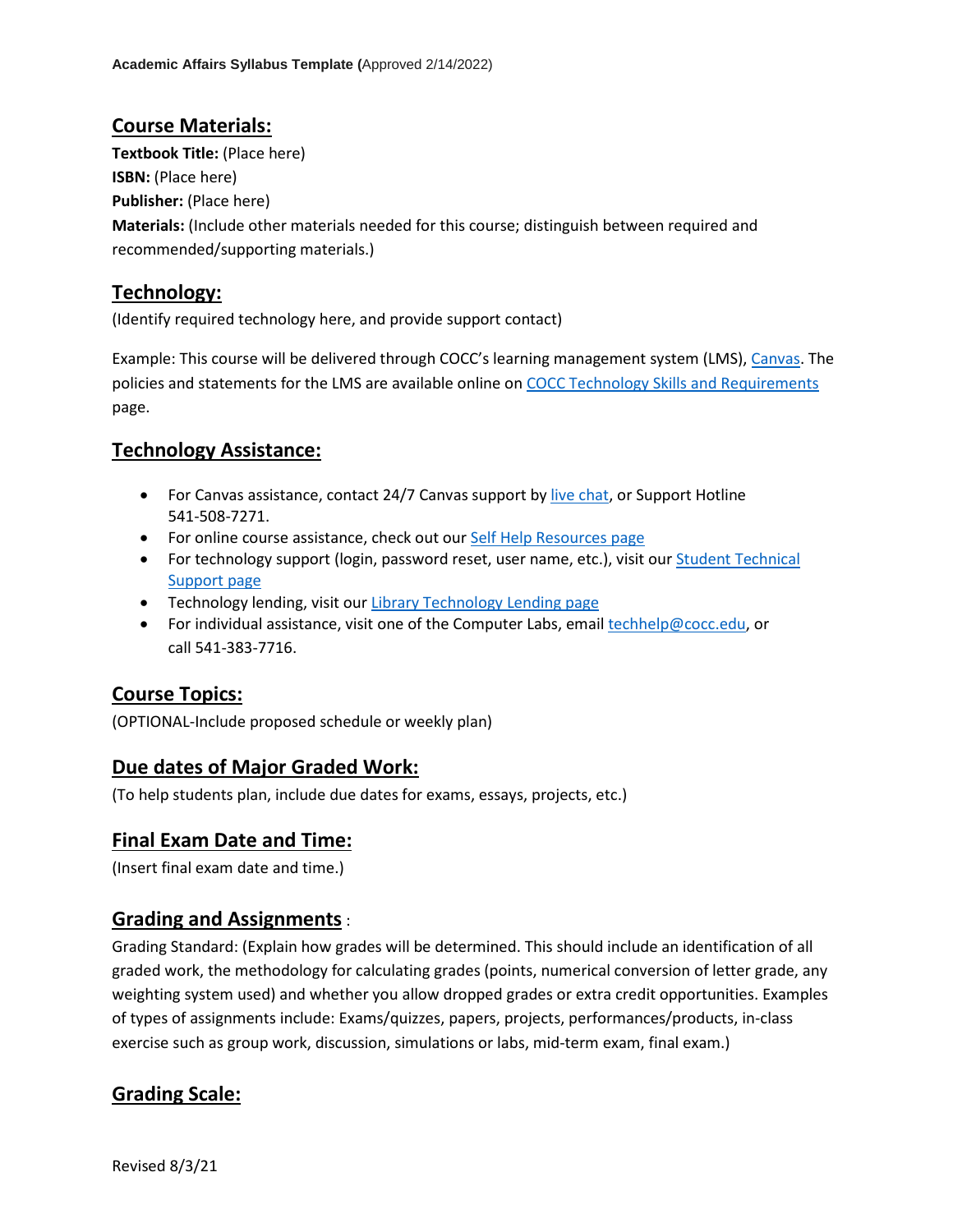## Course Materials:

**Textbook Title:** (Place here)
**ISBN:** (Place here)
**Publisher:** (Place here)
**Materials:** (Include other materials needed for this course; distinguish between required and recommended/supporting materials.)

## Technology:

(Identify required technology here, and provide support contact)

Example: This course will be delivered through COCC's learning management system (LMS), Canvas. The policies and statements for the LMS are available online on COCC Technology Skills and Requirements page.

## Technology Assistance:

- For Canvas assistance, contact 24/7 Canvas support by live chat, or Support Hotline 541-508-7271.
- For online course assistance, check out our Self Help Resources page
- For technology support (login, password reset, user name, etc.), visit our Student Technical Support page
- Technology lending, visit our Library Technology Lending page
- For individual assistance, visit one of the Computer Labs, email techhelp@cocc.edu, or call 541-383-7716.

## Course Topics:

(OPTIONAL-Include proposed schedule or weekly plan)

## Due dates of Major Graded Work:

(To help students plan, include due dates for exams, essays, projects, etc.)

## Final Exam Date and Time:

(Insert final exam date and time.)

## Grading and Assignments :

Grading Standard: (Explain how grades will be determined. This should include an identification of all graded work, the methodology for calculating grades (points, numerical conversion of letter grade, any weighting system used) and whether you allow dropped grades or extra credit opportunities. Examples of types of assignments include: Exams/quizzes, papers, projects, performances/products, in-class exercise such as group work, discussion, simulations or labs, mid-term exam, final exam.)

## Grading Scale: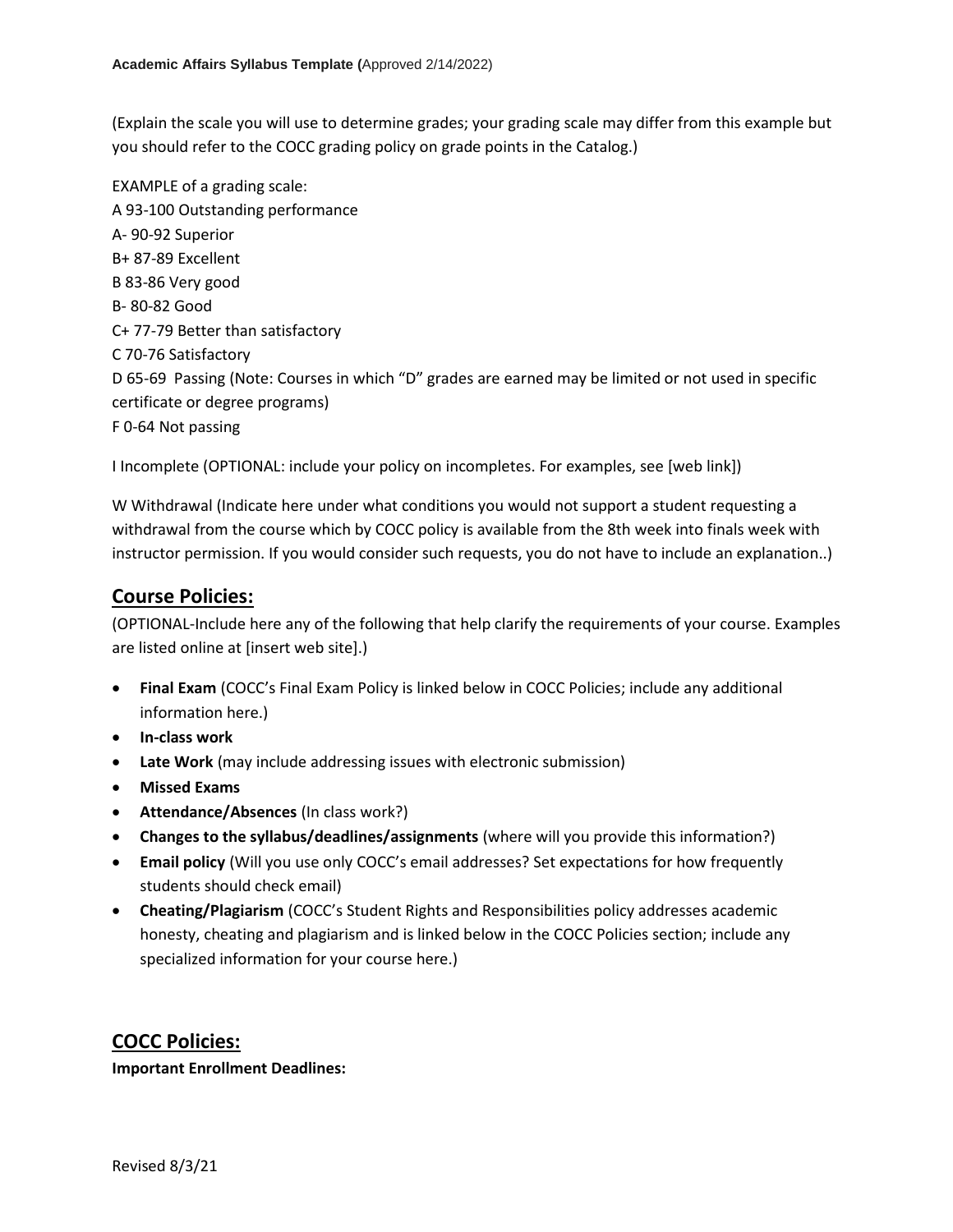(Explain the scale you will use to determine grades; your grading scale may differ from this example but you should refer to the COCC grading policy on grade points in the Catalog.)

EXAMPLE of a grading scale:
A 93-100 Outstanding performance
A- 90-92 Superior
B+ 87-89 Excellent
B 83-86 Very good
B- 80-82 Good
C+ 77-79 Better than satisfactory
C 70-76 Satisfactory
D 65-69 Passing (Note: Courses in which “D” grades are earned may be limited or not used in specific certificate or degree programs)
F 0-64 Not passing

I Incomplete (OPTIONAL: include your policy on incompletes. For examples, see [web link])

W Withdrawal (Indicate here under what conditions you would not support a student requesting a withdrawal from the course which by COCC policy is available from the 8th week into finals week with instructor permission. If you would consider such requests, you do not have to include an explanation..)

## Course Policies:

(OPTIONAL-Include here any of the following that help clarify the requirements of your course. Examples are listed online at [insert web site].)

- **Final Exam** (COCC’s Final Exam Policy is linked below in COCC Policies; include any additional information here.)
- **In-class work**
- **Late Work** (may include addressing issues with electronic submission)
- **Missed Exams**
- **Attendance/Absences** (In class work?)
- **Changes to the syllabus/deadlines/assignments** (where will you provide this information?)
- **Email policy** (Will you use only COCC’s email addresses? Set expectations for how frequently students should check email)
- **Cheating/Plagiarism** (COCC’s Student Rights and Responsibilities policy addresses academic honesty, cheating and plagiarism and is linked below in the COCC Policies section; include any specialized information for your course here.)

## COCC Policies:

**Important Enrollment Deadlines:**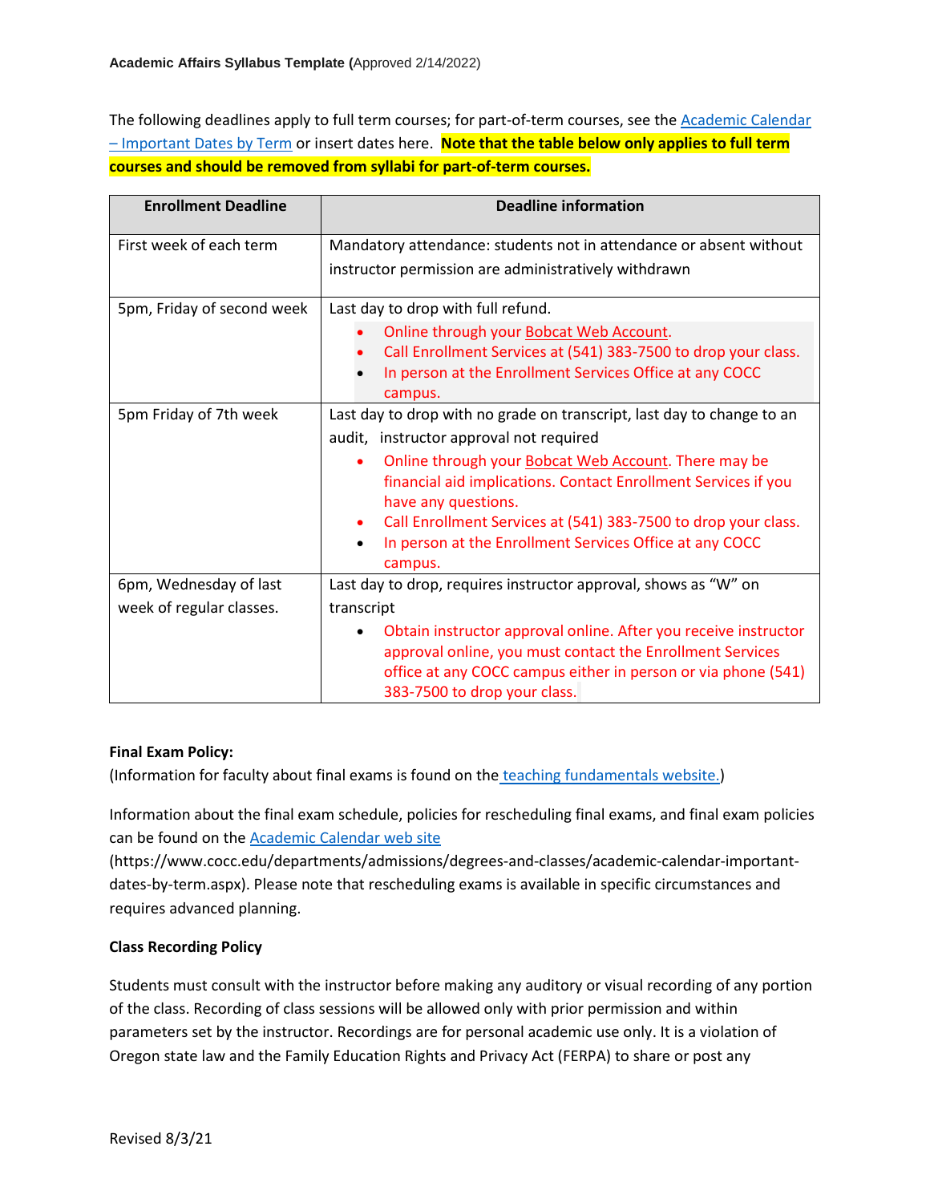The following deadlines apply to full term courses; for part-of-term courses, see the [Academic Calendar – Important Dates by Term] or insert dates here. **Note that the table below only applies to full term courses and should be removed from syllabi for part-of-term courses.**

| Enrollment Deadline | Deadline information |
|---|---|
| First week of each term | Mandatory attendance: students not in attendance or absent without instructor permission are administratively withdrawn |
| 5pm, Friday of second week | Last day to drop with full refund.<br>• Online through your Bobcat Web Account.<br>• Call Enrollment Services at (541) 383-7500 to drop your class.<br>• In person at the Enrollment Services Office at any COCC campus. |
| 5pm Friday of 7th week | Last day to drop with no grade on transcript, last day to change to an audit, instructor approval not required<br>• Online through your Bobcat Web Account. There may be financial aid implications. Contact Enrollment Services if you have any questions.<br>• Call Enrollment Services at (541) 383-7500 to drop your class.<br>• In person at the Enrollment Services Office at any COCC campus. |
| 6pm, Wednesday of last week of regular classes. | Last day to drop, requires instructor approval, shows as "W" on transcript<br>• Obtain instructor approval online. After you receive instructor approval online, you must contact the Enrollment Services office at any COCC campus either in person or via phone (541) 383-7500 to drop your class. |

**Final Exam Policy:**

(Information for faculty about final exams is found on the teaching fundamentals website.)

Information about the final exam schedule, policies for rescheduling final exams, and final exam policies can be found on the Academic Calendar web site (https://www.cocc.edu/departments/admissions/degrees-and-classes/academic-calendar-important-dates-by-term.aspx). Please note that rescheduling exams is available in specific circumstances and requires advanced planning.

**Class Recording Policy**

Students must consult with the instructor before making any auditory or visual recording of any portion of the class. Recording of class sessions will be allowed only with prior permission and within parameters set by the instructor. Recordings are for personal academic use only. It is a violation of Oregon state law and the Family Education Rights and Privacy Act (FERPA) to share or post any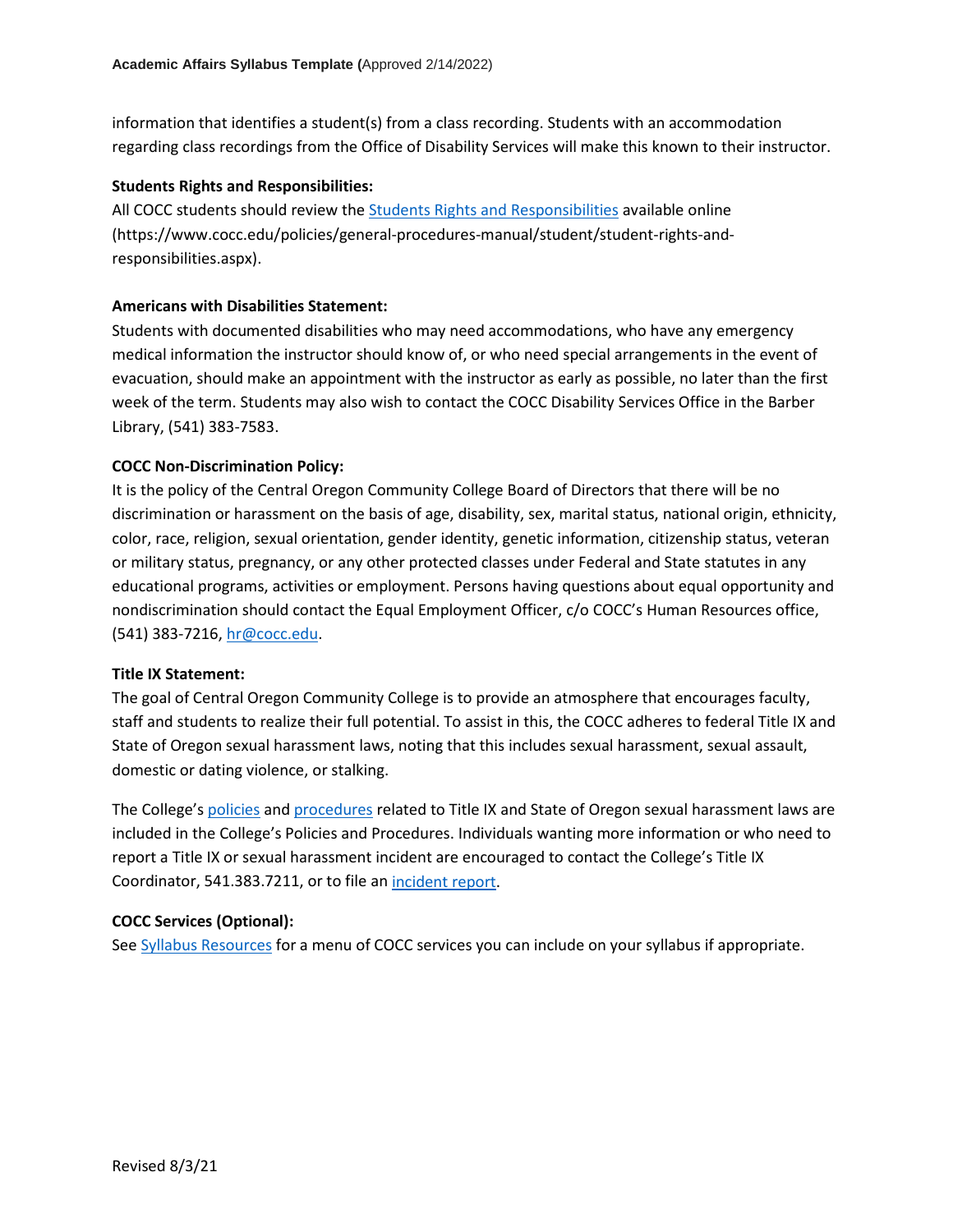information that identifies a student(s) from a class recording. Students with an accommodation regarding class recordings from the Office of Disability Services will make this known to their instructor.

**Students Rights and Responsibilities:**
All COCC students should review the Students Rights and Responsibilities available online (https://www.cocc.edu/policies/general-procedures-manual/student/student-rights-and-responsibilities.aspx).

**Americans with Disabilities Statement:**
Students with documented disabilities who may need accommodations, who have any emergency medical information the instructor should know of, or who need special arrangements in the event of evacuation, should make an appointment with the instructor as early as possible, no later than the first week of the term. Students may also wish to contact the COCC Disability Services Office in the Barber Library, (541) 383-7583.

**COCC Non-Discrimination Policy:**
It is the policy of the Central Oregon Community College Board of Directors that there will be no discrimination or harassment on the basis of age, disability, sex, marital status, national origin, ethnicity, color, race, religion, sexual orientation, gender identity, genetic information, citizenship status, veteran or military status, pregnancy, or any other protected classes under Federal and State statutes in any educational programs, activities or employment. Persons having questions about equal opportunity and nondiscrimination should contact the Equal Employment Officer, c/o COCC's Human Resources office, (541) 383-7216, hr@cocc.edu.

**Title IX Statement:**
The goal of Central Oregon Community College is to provide an atmosphere that encourages faculty, staff and students to realize their full potential. To assist in this, the COCC adheres to federal Title IX and State of Oregon sexual harassment laws, noting that this includes sexual harassment, sexual assault, domestic or dating violence, or stalking.

The College's policies and procedures related to Title IX and State of Oregon sexual harassment laws are included in the College's Policies and Procedures. Individuals wanting more information or who need to report a Title IX or sexual harassment incident are encouraged to contact the College's Title IX Coordinator, 541.383.7211, or to file an incident report.

**COCC Services (Optional):**
See Syllabus Resources for a menu of COCC services you can include on your syllabus if appropriate.